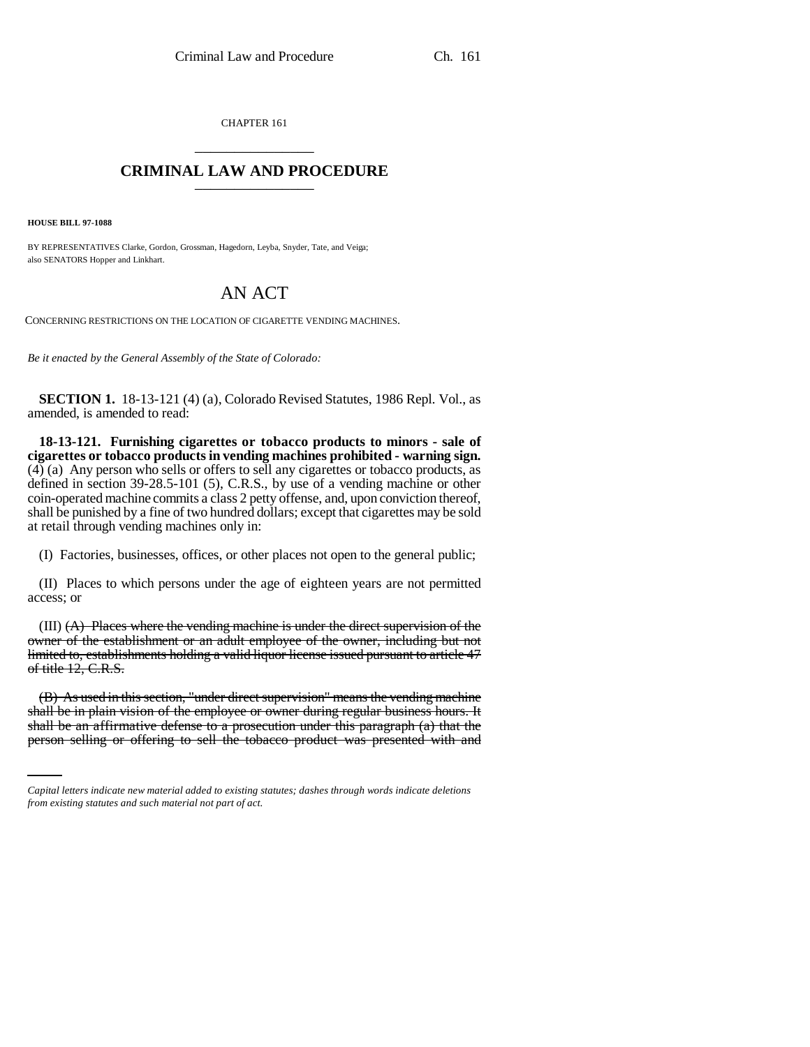CHAPTER 161

# CRIMINAL LAW AND PROCEDURE

**HOUSE BILL 97-1088**

BY REPRESENTATIVES Clarke, Gordon, Grossman, Hagedorn, Leyba, Snyder, Tate, and Veiga;
also SENATORS Hopper and Linkhart.

## AN ACT

CONCERNING RESTRICTIONS ON THE LOCATION OF CIGARETTE VENDING MACHINES.

*Be it enacted by the General Assembly of the State of Colorado:*

**SECTION 1.** 18-13-121 (4) (a), Colorado Revised Statutes, 1986 Repl. Vol., as amended, is amended to read:

**18-13-121. Furnishing cigarettes or tobacco products to minors - sale of cigarettes or tobacco products in vending machines prohibited - warning sign.** (4) (a) Any person who sells or offers to sell any cigarettes or tobacco products, as defined in section 39-28.5-101 (5), C.R.S., by use of a vending machine or other coin-operated machine commits a class 2 petty offense, and, upon conviction thereof, shall be punished by a fine of two hundred dollars; except that cigarettes may be sold at retail through vending machines only in:

(I) Factories, businesses, offices, or other places not open to the general public;

(II) Places to which persons under the age of eighteen years are not permitted access; or

(III) ~~(A) Places where the vending machine is under the direct supervision of the owner of the establishment or an adult employee of the owner, including but not limited to, establishments holding a valid liquor license issued pursuant to article 47 of title 12, C.R.S.~~

~~(B) As used in this section, "under direct supervision" means the vending machine shall be in plain vision of the employee or owner during regular business hours. It shall be an affirmative defense to a prosecution under this paragraph (a) that the person selling or offering to sell the tobacco product was presented with and~~

*Capital letters indicate new material added to existing statutes; dashes through words indicate deletions from existing statutes and such material not part of act.*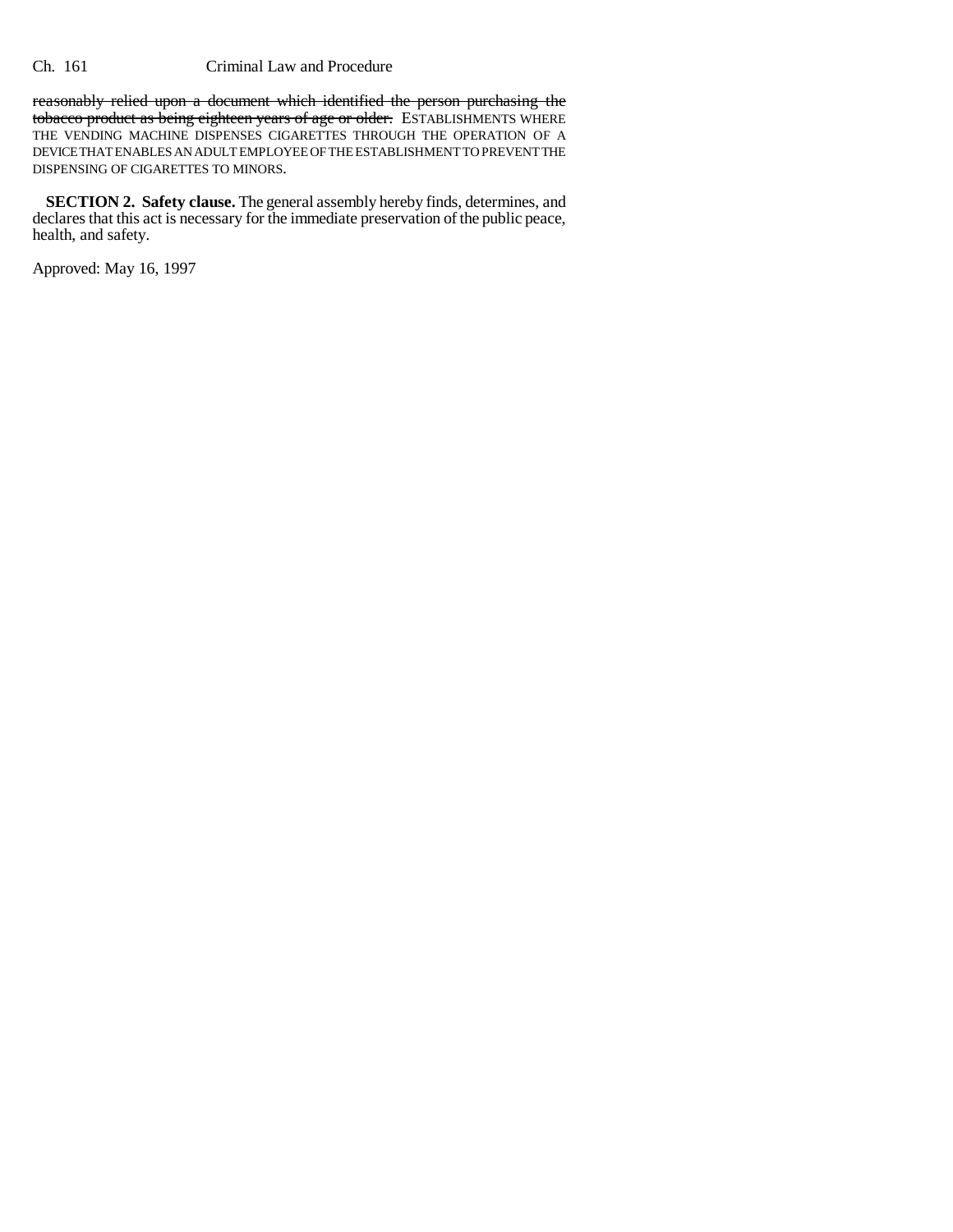~~reasonably relied upon a document which identified the person purchasing the tobacco product as being eighteen years of age or older.~~ ESTABLISHMENTS WHERE THE VENDING MACHINE DISPENSES CIGARETTES THROUGH THE OPERATION OF A DEVICE THAT ENABLES AN ADULT EMPLOYEE OF THE ESTABLISHMENT TO PREVENT THE DISPENSING OF CIGARETTES TO MINORS.

**SECTION 2. Safety clause.** The general assembly hereby finds, determines, and declares that this act is necessary for the immediate preservation of the public peace, health, and safety.

Approved: May 16, 1997